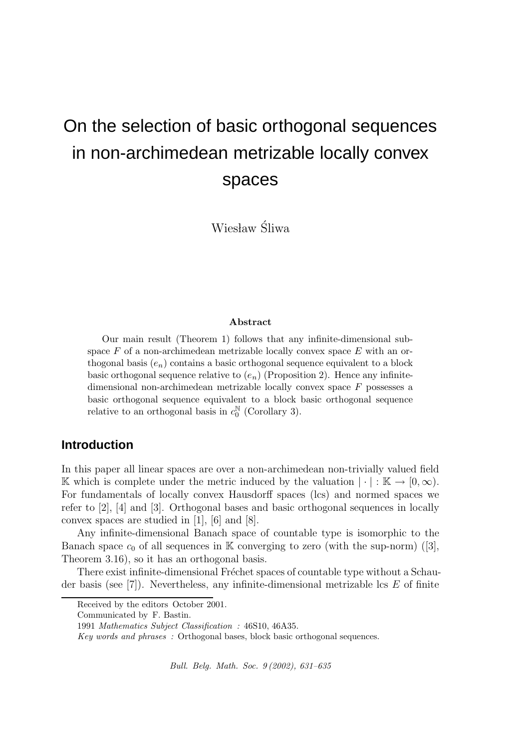# On the selection of basic orthogonal sequences in non-archimedean metrizable locally convex spaces

Wiesław Śliwa

**Abstract**

Our main result (Theorem 1) follows that any infinite-dimensional subspace $F$ of a non-archimedean metrizable locally convex space $E$ with an orthogonal basis $(e_n)$ contains a basic orthogonal sequence equivalent to a block basic orthogonal sequence relative to $(e_n)$ (Proposition 2). Hence any infinite-dimensional non-archimedean metrizable locally convex space $F$ possesses a basic orthogonal sequence equivalent to a block basic orthogonal sequence relative to an orthogonal basis in $c_0^{\mathbb{N}}$ (Corollary 3).

## Introduction

In this paper all linear spaces are over a non-archimedean non-trivially valued field $\mathbb{K}$ which is complete under the metric induced by the valuation $|\cdot| : \mathbb{K} \to [0, \infty)$. For fundamentals of locally convex Hausdorff spaces (lcs) and normed spaces we refer to [2], [4] and [3]. Orthogonal bases and basic orthogonal sequences in locally convex spaces are studied in [1], [6] and [8].

Any infinite-dimensional Banach space of countable type is isomorphic to the Banach space $c_0$ of all sequences in $\mathbb{K}$ converging to zero (with the sup-norm) ([3], Theorem 3.16), so it has an orthogonal basis.

There exist infinite-dimensional Fréchet spaces of countable type without a Schauder basis (see [7]). Nevertheless, any infinite-dimensional metrizable lcs $E$ of finite

Received by the editors October 2001.

Communicated by F. Bastin.

1991 *Mathematics Subject Classification :* 46S10, 46A35.

*Key words and phrases :* Orthogonal bases, block basic orthogonal sequences.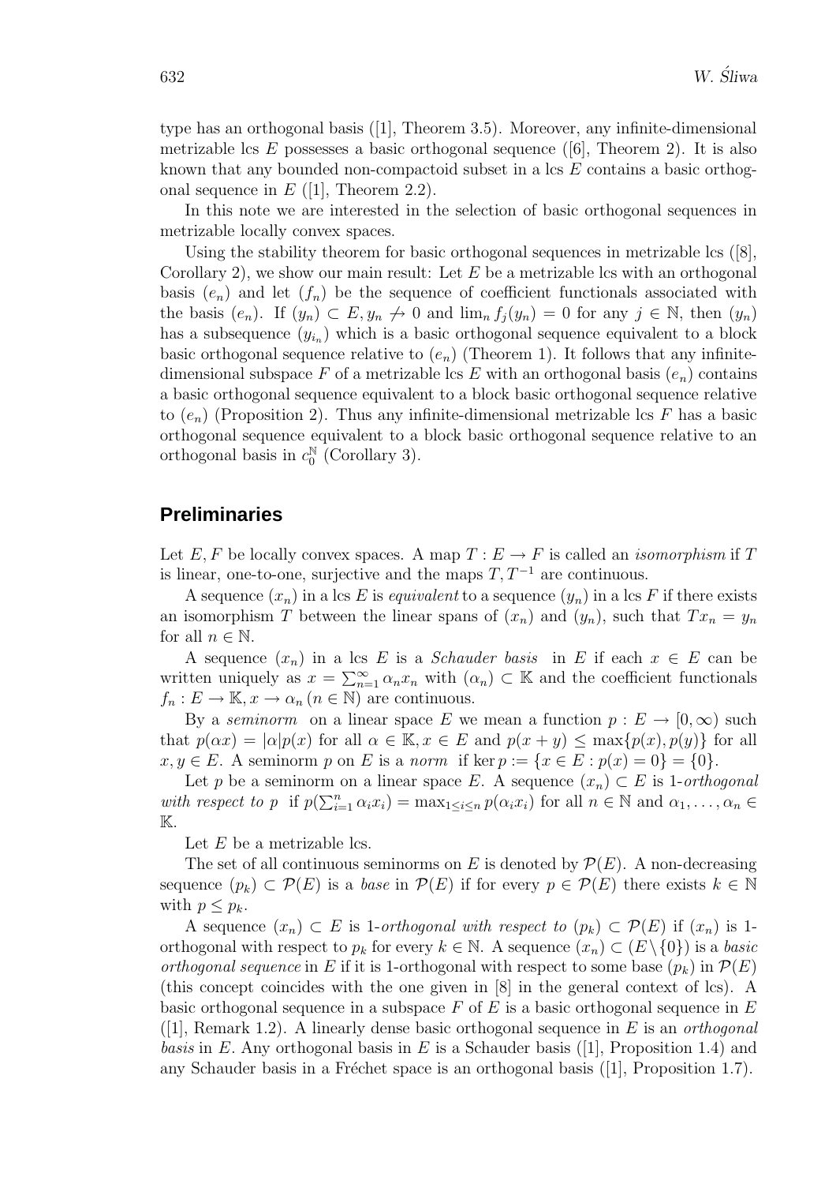type has an orthogonal basis ([1], Theorem 3.5). Moreover, any infinite-dimensional metrizable lcs $E$ possesses a basic orthogonal sequence ([6], Theorem 2). It is also known that any bounded non-compactoid subset in a lcs $E$ contains a basic orthogonal sequence in $E$ ([1], Theorem 2.2).

In this note we are interested in the selection of basic orthogonal sequences in metrizable locally convex spaces.

Using the stability theorem for basic orthogonal sequences in metrizable lcs ([8], Corollary 2), we show our main result: Let $E$ be a metrizable lcs with an orthogonal basis $(e_n)$ and let $(f_n)$ be the sequence of coefficient functionals associated with the basis $(e_n)$. If $(y_n) \subset E, y_n \nrightarrow 0$ and $\lim_n f_j(y_n) = 0$ for any $j \in \mathbb{N}$, then $(y_n)$ has a subsequence $(y_{i_n})$ which is a basic orthogonal sequence equivalent to a block basic orthogonal sequence relative to $(e_n)$ (Theorem 1). It follows that any infinite-dimensional subspace $F$ of a metrizable lcs $E$ with an orthogonal basis $(e_n)$ contains a basic orthogonal sequence equivalent to a block basic orthogonal sequence relative to $(e_n)$ (Proposition 2). Thus any infinite-dimensional metrizable lcs $F$ has a basic orthogonal sequence equivalent to a block basic orthogonal sequence relative to an orthogonal basis in $c_0^{\mathbb{N}}$ (Corollary 3).

## Preliminaries

Let $E, F$ be locally convex spaces. A map $T : E \to F$ is called an *isomorphism* if $T$ is linear, one-to-one, surjective and the maps $T, T^{-1}$ are continuous.

A sequence $(x_n)$ in a lcs $E$ is *equivalent* to a sequence $(y_n)$ in a lcs $F$ if there exists an isomorphism $T$ between the linear spans of $(x_n)$ and $(y_n)$, such that $Tx_n = y_n$ for all $n \in \mathbb{N}$.

A sequence $(x_n)$ in a lcs $E$ is a *Schauder basis* in $E$ if each $x \in E$ can be written uniquely as $x = \sum_{n=1}^{\infty} \alpha_n x_n$ with $(\alpha_n) \subset \mathbb{K}$ and the coefficient functionals $f_n : E \to \mathbb{K}, x \to \alpha_n$ $(n \in \mathbb{N})$ are continuous.

By a *seminorm* on a linear space $E$ we mean a function $p : E \to [0, \infty)$ such that $p(\alpha x) = |\alpha| p(x)$ for all $\alpha \in \mathbb{K}, x \in E$ and $p(x + y) \leq \max\{p(x), p(y)\}$ for all $x, y \in E$. A seminorm $p$ on $E$ is a *norm* if $\ker p := \{x \in E : p(x) = 0\} = \{0\}$.

Let $p$ be a seminorm on a linear space $E$. A sequence $(x_n) \subset E$ is 1-*orthogonal with respect to* $p$ if $p(\sum_{i=1}^{n} \alpha_i x_i) = \max_{1 \leq i \leq n} p(\alpha_i x_i)$ for all $n \in \mathbb{N}$ and $\alpha_1, \ldots, \alpha_n \in \mathbb{K}$.

Let $E$ be a metrizable lcs.

The set of all continuous seminorms on $E$ is denoted by $\mathcal{P}(E)$. A non-decreasing sequence $(p_k) \subset \mathcal{P}(E)$ is a *base* in $\mathcal{P}(E)$ if for every $p \in \mathcal{P}(E)$ there exists $k \in \mathbb{N}$ with $p \leq p_k$.

A sequence $(x_n) \subset E$ is 1-*orthogonal with respect to* $(p_k) \subset \mathcal{P}(E)$ if $(x_n)$ is 1-orthogonal with respect to $p_k$ for every $k \in \mathbb{N}$. A sequence $(x_n) \subset (E \setminus \{0\})$ is a *basic orthogonal sequence* in $E$ if it is 1-orthogonal with respect to some base $(p_k)$ in $\mathcal{P}(E)$ (this concept coincides with the one given in [8] in the general context of lcs). A basic orthogonal sequence in a subspace $F$ of $E$ is a basic orthogonal sequence in $E$ ([1], Remark 1.2). A linearly dense basic orthogonal sequence in $E$ is an *orthogonal basis* in $E$. Any orthogonal basis in $E$ is a Schauder basis ([1], Proposition 1.4) and any Schauder basis in a Fréchet space is an orthogonal basis ([1], Proposition 1.7).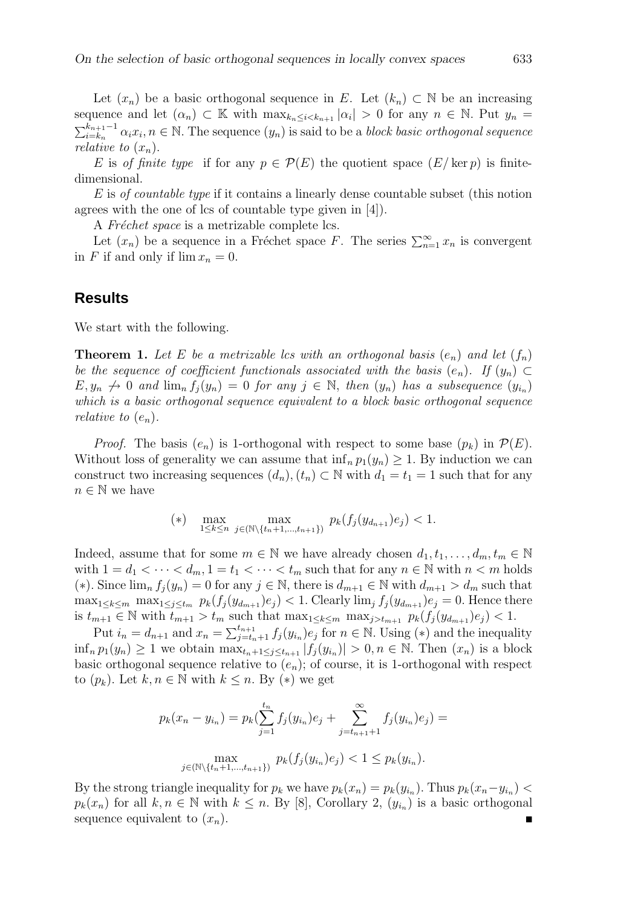Let $(x_n)$ be a basic orthogonal sequence in $E$. Let $(k_n) \subset \mathbb{N}$ be an increasing sequence and let $(\alpha_n) \subset \mathbb{K}$ with $\max_{k_n \le i < k_{n+1}} |\alpha_i| > 0$ for any $n \in \mathbb{N}$. Put $y_n = \sum_{i=k_n}^{k_{n+1}-1} \alpha_i x_i, n \in \mathbb{N}$. The sequence $(y_n)$ is said to be a *block basic orthogonal sequence relative to* $(x_n)$.

$E$ is *of finite type* if for any $p \in \mathcal{P}(E)$ the quotient space $(E/\ker p)$ is finite-dimensional.

$E$ is *of countable type* if it contains a linearly dense countable subset (this notion agrees with the one of lcs of countable type given in [4]).

A *Fréchet space* is a metrizable complete lcs.

Let $(x_n)$ be a sequence in a Fréchet space $F$. The series $\sum_{n=1}^{\infty} x_n$ is convergent in $F$ if and only if $\lim x_n = 0$.

## Results

We start with the following.

**Theorem 1.** *Let $E$ be a metrizable lcs with an orthogonal basis $(e_n)$ and let $(f_n)$ be the sequence of coefficient functionals associated with the basis $(e_n)$. If $(y_n) \subset E, y_n \not\to 0$ and $\lim_n f_j(y_n) = 0$ for any $j \in \mathbb{N}$, then $(y_n)$ has a subsequence $(y_{i_n})$ which is a basic orthogonal sequence equivalent to a block basic orthogonal sequence relative to $(e_n)$.*

*Proof.* The basis $(e_n)$ is 1-orthogonal with respect to some base $(p_k)$ in $\mathcal{P}(E)$. Without loss of generality we can assume that $\inf_n p_1(y_n) \ge 1$. By induction we can construct two increasing sequences $(d_n), (t_n) \subset \mathbb{N}$ with $d_1 = t_1 = 1$ such that for any $n \in \mathbb{N}$ we have

$$(*) \quad \max_{1 \le k \le n} \max_{j \in (\mathbb{N} \setminus \{t_n+1, \ldots, t_{n+1}\})} p_k(f_j(y_{d_{n+1}})e_j) < 1.$$

Indeed, assume that for some $m \in \mathbb{N}$ we have already chosen $d_1, t_1, \ldots, d_m, t_m \in \mathbb{N}$ with $1 = d_1 < \cdots < d_m, 1 = t_1 < \cdots < t_m$ such that for any $n \in \mathbb{N}$ with $n < m$ holds $(*)$. Since $\lim_n f_j(y_n) = 0$ for any $j \in \mathbb{N}$, there is $d_{m+1} \in \mathbb{N}$ with $d_{m+1} > d_m$ such that $\max_{1 \le k \le m} \max_{1 \le j \le t_m} p_k(f_j(y_{d_{m+1}})e_j) < 1$. Clearly $\lim_j f_j(y_{d_{m+1}})e_j = 0$. Hence there is $t_{m+1} \in \mathbb{N}$ with $t_{m+1} > t_m$ such that $\max_{1 \le k \le m} \max_{j > t_{m+1}} p_k(f_j(y_{d_{m+1}})e_j) < 1$.

Put $i_n = d_{n+1}$ and $x_n = \sum_{j=t_n+1}^{t_{n+1}} f_j(y_{i_n})e_j$ for $n \in \mathbb{N}$. Using $(*)$ and the inequality $\inf_n p_1(y_n) \ge 1$ we obtain $\max_{t_n+1 \le j \le t_{n+1}} |f_j(y_{i_n})| > 0, n \in \mathbb{N}$. Then $(x_n)$ is a block basic orthogonal sequence relative to $(e_n)$; of course, it is 1-orthogonal with respect to $(p_k)$. Let $k, n \in \mathbb{N}$ with $k \le n$. By $(*)$ we get

$$p_k(x_n - y_{i_n}) = p_k\Big(\sum_{j=1}^{t_n} f_j(y_{i_n})e_j + \sum_{j=t_{n+1}+1}^{\infty} f_j(y_{i_n})e_j\Big) =$$

$$\max_{j \in (\mathbb{N} \setminus \{t_n+1, \ldots, t_{n+1}\})} p_k(f_j(y_{i_n})e_j) < 1 \le p_k(y_{i_n}).$$

By the strong triangle inequality for $p_k$ we have $p_k(x_n) = p_k(y_{i_n})$. Thus $p_k(x_n - y_{i_n}) < p_k(x_n)$ for all $k, n \in \mathbb{N}$ with $k \le n$. By [8], Corollary 2, $(y_{i_n})$ is a basic orthogonal sequence equivalent to $(x_n)$. ∎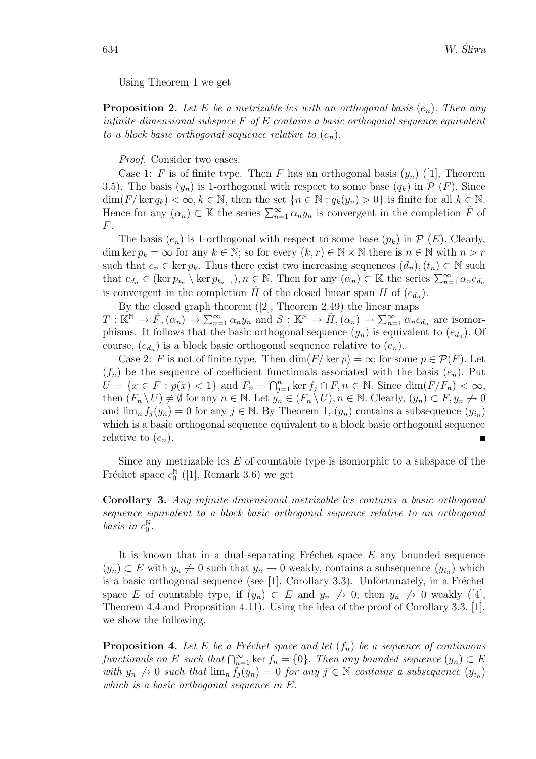Using Theorem 1 we get

**Proposition 2.** *Let $E$ be a metrizable lcs with an orthogonal basis $(e_n)$. Then any infinite-dimensional subspace $F$ of $E$ contains a basic orthogonal sequence equivalent to a block basic orthogonal sequence relative to $(e_n)$.*

*Proof.* Consider two cases.

Case 1: $F$ is of finite type. Then $F$ has an orthogonal basis $(y_n)$ ([1], Theorem 3.5). The basis $(y_n)$ is 1-orthogonal with respect to some base $(q_k)$ in $\mathcal{P}$ $(F)$. Since $\dim(F/\ker q_k) < \infty, k \in \mathbb{N}$, then the set $\{n \in \mathbb{N} : q_k(y_n) > 0\}$ is finite for all $k \in \mathbb{N}$. Hence for any $(\alpha_n) \subset \mathbb{K}$ the series $\sum_{n=1}^{\infty} \alpha_n y_n$ is convergent in the completion $\tilde{F}$ of $F$.

The basis $(e_n)$ is 1-orthogonal with respect to some base $(p_k)$ in $\mathcal{P}$ $(E)$. Clearly, $\dim \ker p_k = \infty$ for any $k \in \mathbb{N}$; so for every $(k, r) \in \mathbb{N} \times \mathbb{N}$ there is $n \in \mathbb{N}$ with $n > r$ such that $e_n \in \ker p_k$. Thus there exist two increasing sequences $(d_n), (t_n) \subset \mathbb{N}$ such that $e_{d_n} \in (\ker p_{t_n} \setminus \ker p_{t_{n+1}}), n \in \mathbb{N}$. Then for any $(\alpha_n) \subset \mathbb{K}$ the series $\sum_{n=1}^{\infty} \alpha_n e_{d_n}$ is convergent in the completion $\tilde{H}$ of the closed linear span $H$ of $(e_{d_n})$.

By the closed graph theorem ([2], Theorem 2.49) the linear maps $T : \mathbb{K}^{\mathbb{N}} \to \tilde{F}, (\alpha_n) \to \sum_{n=1}^{\infty} \alpha_n y_n$ and $S : \mathbb{K}^{\mathbb{N}} \to \tilde{H}, (\alpha_n) \to \sum_{n=1}^{\infty} \alpha_n e_{d_n}$ are isomorphisms. It follows that the basic orthogonal sequence $(y_n)$ is equivalent to $(e_{d_n})$. Of course, $(e_{d_n})$ is a block basic orthogonal sequence relative to $(e_n)$.

Case 2: $F$ is not of finite type. Then $\dim(F/\ker p) = \infty$ for some $p \in \mathcal{P}(F)$. Let $(f_n)$ be the sequence of coefficient functionals associated with the basis $(e_n)$. Put $U = \{x \in F : p(x) < 1\}$ and $F_n = \bigcap_{j=1}^{n} \ker f_j \cap F, n \in \mathbb{N}$. Since $\dim(F/F_n) < \infty$, then $(F_n \setminus U) \neq \emptyset$ for any $n \in \mathbb{N}$. Let $y_n \in (F_n \setminus U), n \in \mathbb{N}$. Clearly, $(y_n) \subset F, y_n \nrightarrow 0$ and $\lim_n f_j(y_n) = 0$ for any $j \in \mathbb{N}$. By Theorem 1, $(y_n)$ contains a subsequence $(y_{i_n})$ which is a basic orthogonal sequence equivalent to a block basic orthogonal sequence relative to $(e_n)$. ∎

Since any metrizable lcs $E$ of countable type is isomorphic to a subspace of the Fréchet space $c_0^{\mathbb{N}}$ ([1], Remark 3.6) we get

**Corollary 3.** *Any infinite-dimensional metrizable lcs contains a basic orthogonal sequence equivalent to a block basic orthogonal sequence relative to an orthogonal basis in $c_0^{\mathbb{N}}$.*

It is known that in a dual-separating Fréchet space $E$ any bounded sequence $(y_n) \subset E$ with $y_n \nrightarrow 0$ such that $y_n \to 0$ weakly, contains a subsequence $(y_{i_n})$ which is a basic orthogonal sequence (see [1], Corollary 3.3). Unfortunately, in a Fréchet space $E$ of countable type, if $(y_n) \subset E$ and $y_n \nrightarrow 0$, then $y_n \nrightarrow 0$ weakly ([4], Theorem 4.4 and Proposition 4.11). Using the idea of the proof of Corollary 3.3, [1], we show the following.

**Proposition 4.** *Let $E$ be a Fréchet space and let $(f_n)$ be a sequence of continuous functionals on $E$ such that $\bigcap_{n=1}^{\infty} \ker f_n = \{0\}$. Then any bounded sequence $(y_n) \subset E$ with $y_n \nrightarrow 0$ such that $\lim_n f_j(y_n) = 0$ for any $j \in \mathbb{N}$ contains a subsequence $(y_{i_n})$ which is a basic orthogonal sequence in $E$.*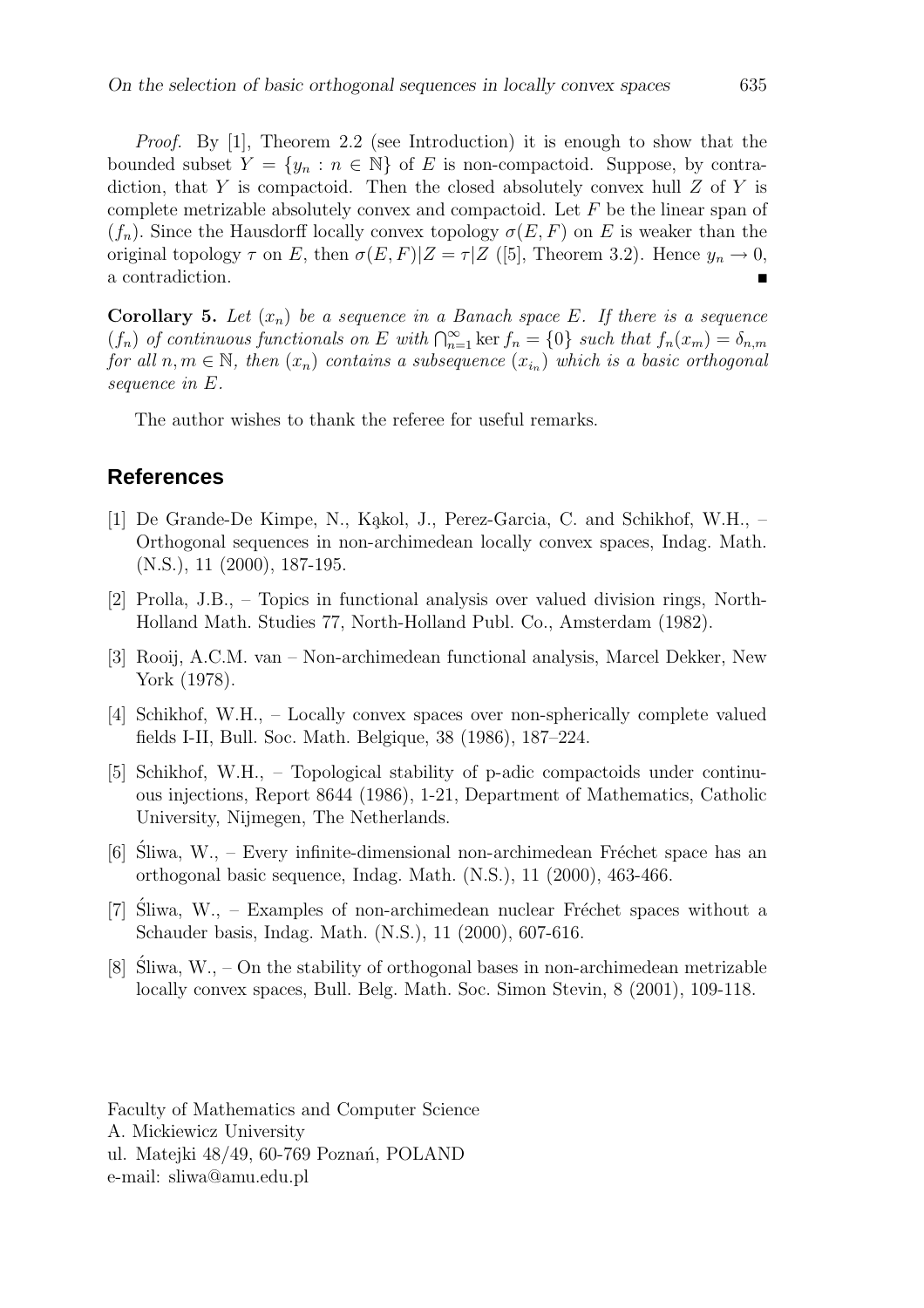*Proof.* By [1], Theorem 2.2 (see Introduction) it is enough to show that the bounded subset $Y = \{y_n : n \in \mathbb{N}\}$ of $E$ is non-compactoid. Suppose, by contradiction, that $Y$ is compactoid. Then the closed absolutely convex hull $Z$ of $Y$ is complete metrizable absolutely convex and compactoid. Let $F$ be the linear span of $(f_n)$. Since the Hausdorff locally convex topology $\sigma(E, F)$ on $E$ is weaker than the original topology $\tau$ on $E$, then $\sigma(E, F)|Z = \tau|Z$ ([5], Theorem 3.2). Hence $y_n \to 0$, a contradiction. ∎

**Corollary 5.** *Let $(x_n)$ be a sequence in a Banach space $E$. If there is a sequence $(f_n)$ of continuous functionals on $E$ with $\bigcap_{n=1}^{\infty} \ker f_n = \{0\}$ such that $f_n(x_m) = \delta_{n,m}$ for all $n, m \in \mathbb{N}$, then $(x_n)$ contains a subsequence $(x_{i_n})$ which is a basic orthogonal sequence in $E$.*

The author wishes to thank the referee for useful remarks.

## References

[1] De Grande-De Kimpe, N., Kąkol, J., Perez-Garcia, C. and Schikhof, W.H., – Orthogonal sequences in non-archimedean locally convex spaces, Indag. Math. (N.S.), 11 (2000), 187-195.

[2] Prolla, J.B., – Topics in functional analysis over valued division rings, North-Holland Math. Studies 77, North-Holland Publ. Co., Amsterdam (1982).

[3] Rooij, A.C.M. van – Non-archimedean functional analysis, Marcel Dekker, New York (1978).

[4] Schikhof, W.H., – Locally convex spaces over non-spherically complete valued fields I-II, Bull. Soc. Math. Belgique, 38 (1986), 187–224.

[5] Schikhof, W.H., – Topological stability of p-adic compactoids under continuous injections, Report 8644 (1986), 1-21, Department of Mathematics, Catholic University, Nijmegen, The Netherlands.

[6] Śliwa, W., – Every infinite-dimensional non-archimedean Fréchet space has an orthogonal basic sequence, Indag. Math. (N.S.), 11 (2000), 463-466.

[7] Śliwa, W., – Examples of non-archimedean nuclear Fréchet spaces without a Schauder basis, Indag. Math. (N.S.), 11 (2000), 607-616.

[8] Śliwa, W., – On the stability of orthogonal bases in non-archimedean metrizable locally convex spaces, Bull. Belg. Math. Soc. Simon Stevin, 8 (2001), 109-118.

Faculty of Mathematics and Computer Science
A. Mickiewicz University
ul. Matejki 48/49, 60-769 Poznań, POLAND
e-mail: sliwa@amu.edu.pl